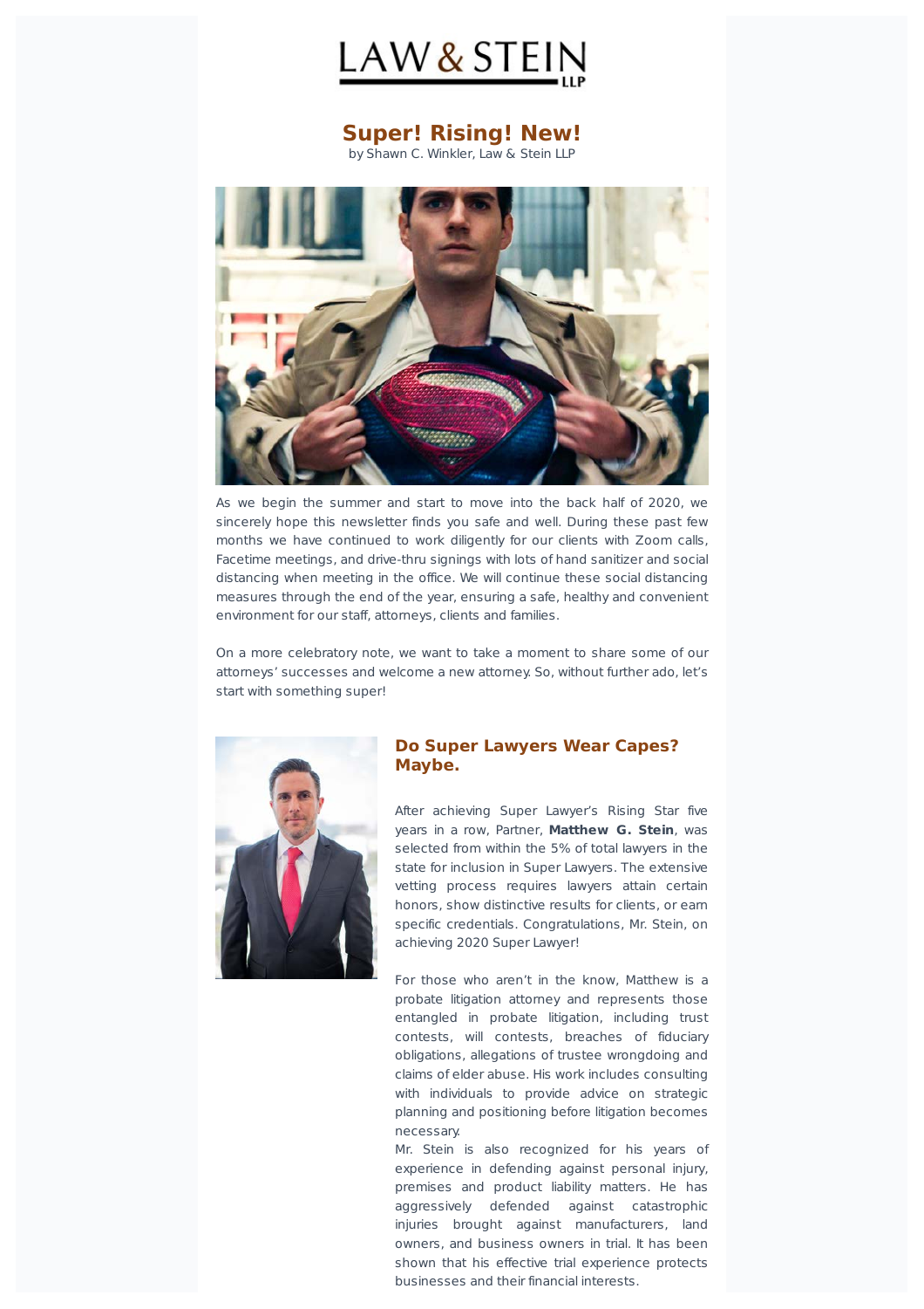# Super! Rising! New!

by Shawn C. Winkler, Law & Stein LLP

As we begin the summer and start to move into the back half of 2020, we sincerely hope this newsletter finds you safe and well. During these past few months we have continued to work diligently for our clients with Zoom calls, Facetime meetings, and drive-thru signings with lots of hand sanitizer and social distancing when meeting in the office. We will continue these social distancing measures through the end of the year, ensuring a safe, healthy and convenient environment for our staff, attorneys, clients and families.

On a more celebratory note, we want to take a moment to share some of our attorneys' successes and welcome a new attorney. So, without further ado, let's start with something super!

## Do Super Lawyers Wear Capes? Maybe.

After achieving Super Lawyer's Rising Star five years in a row, Partner, **Matthew G. Stein**, was selected from within the 5% of total lawyers in the state for inclusion in Super Lawyers. The extensive vetting process requires lawyers attain certain honors, show distinctive results for clients, or earn specific credentials. Congratulations, Mr. Stein, on achieving 2020 Super Lawyer!

For those who aren't in the know, Matthew is a probate litigation attorney and represents those entangled in probate litigation, including trust contests, will contests, breaches of fiduciary obligations, allegations of trustee wrongdoing and claims of elder abuse. His work includes consulting with individuals to provide advice on strategic planning and positioning before litigation becomes necessary.

Mr. Stein is also recognized for his years of experience in defending against personal injury, premises and product liability matters. He has aggressively defended against catastrophic injuries brought against manufacturers, land owners, and business owners in trial. It has been shown that his effective trial experience protects businesses and their financial interests.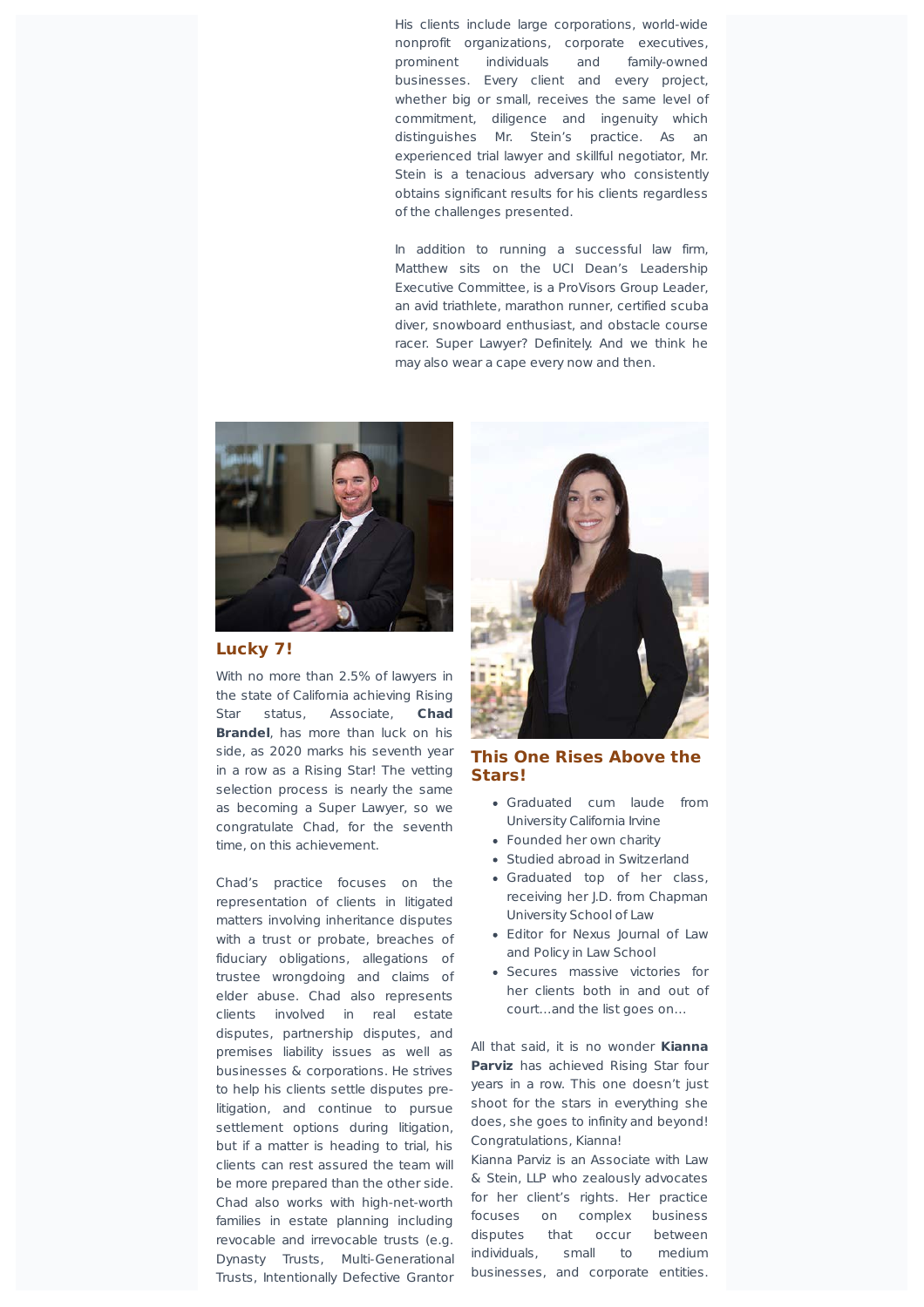His clients include large corporations, world-wide nonprofit organizations, corporate executives, prominent individuals and family-owned businesses. Every client and every project, whether big or small, receives the same level of commitment, diligence and ingenuity which distinguishes Mr. Stein's practice. As an experienced trial lawyer and skillful negotiator, Mr. Stein is a tenacious adversary who consistently obtains significant results for his clients regardless of the challenges presented.

In addition to running a successful law firm, Matthew sits on the UCI Dean's Leadership Executive Committee, is a ProVisors Group Leader, an avid triathlete, marathon runner, certified scuba diver, snowboard enthusiast, and obstacle course racer. Super Lawyer? Definitely. And we think he may also wear a cape every now and then.

## Lucky 7!

With no more than 2.5% of lawyers in the state of California achieving Rising Star status, Associate, **Chad Brandel**, has more than luck on his side, as 2020 marks his seventh year in a row as a Rising Star! The vetting selection process is nearly the same as becoming a Super Lawyer, so we congratulate Chad, for the seventh time, on this achievement.

Chad's practice focuses on the representation of clients in litigated matters involving inheritance disputes with a trust or probate, breaches of fiduciary obligations, allegations of trustee wrongdoing and claims of elder abuse. Chad also represents clients involved in real estate disputes, partnership disputes, and premises liability issues as well as businesses & corporations. He strives to help his clients settle disputes pre-litigation, and continue to pursue settlement options during litigation, but if a matter is heading to trial, his clients can rest assured the team will be more prepared than the other side. Chad also works with high-net-worth families in estate planning including revocable and irrevocable trusts (e.g. Dynasty Trusts, Multi-Generational Trusts, Intentionally Defective Grantor

## This One Rises Above the Stars!

- Graduated cum laude from University California Irvine
- Founded her own charity
- Studied abroad in Switzerland
- Graduated top of her class, receiving her J.D. from Chapman University School of Law
- Editor for Nexus Journal of Law and Policy in Law School
- Secures massive victories for her clients both in and out of court...and the list goes on...

All that said, it is no wonder **Kianna Parviz** has achieved Rising Star four years in a row. This one doesn't just shoot for the stars in everything she does, she goes to infinity and beyond! Congratulations, Kianna!

Kianna Parviz is an Associate with Law & Stein, LLP who zealously advocates for her client's rights. Her practice focuses on complex business disputes that occur between individuals, small to medium businesses, and corporate entities.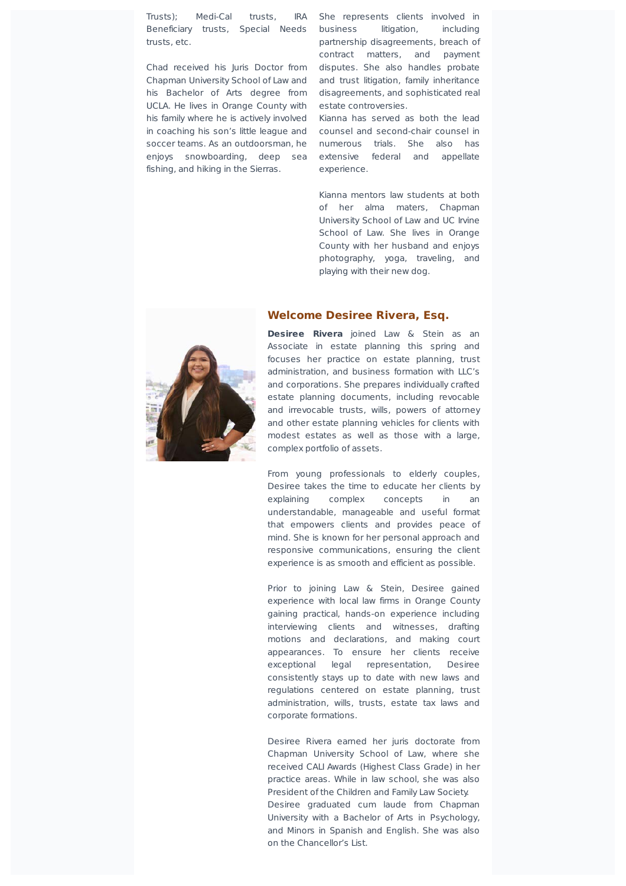Trusts); Medi-Cal trusts, IRA Beneficiary trusts, Special Needs trusts, etc.

Chad received his Juris Doctor from Chapman University School of Law and his Bachelor of Arts degree from UCLA. He lives in Orange County with his family where he is actively involved in coaching his son's little league and soccer teams. As an outdoorsman, he enjoys snowboarding, deep sea fishing, and hiking in the Sierras.

She represents clients involved in business litigation, including partnership disagreements, breach of contract matters, and payment disputes. She also handles probate and trust litigation, family inheritance disagreements, and sophisticated real estate controversies.

Kianna has served as both the lead counsel and second-chair counsel in numerous trials. She also has extensive federal and appellate experience.

Kianna mentors law students at both of her alma maters, Chapman University School of Law and UC Irvine School of Law. She lives in Orange County with her husband and enjoys photography, yoga, traveling, and playing with their new dog.

## Welcome Desiree Rivera, Esq.

**Desiree Rivera** joined Law & Stein as an Associate in estate planning this spring and focuses her practice on estate planning, trust administration, and business formation with LLC's and corporations. She prepares individually crafted estate planning documents, including revocable and irrevocable trusts, wills, powers of attorney and other estate planning vehicles for clients with modest estates as well as those with a large, complex portfolio of assets.

From young professionals to elderly couples, Desiree takes the time to educate her clients by explaining complex concepts in an understandable, manageable and useful format that empowers clients and provides peace of mind. She is known for her personal approach and responsive communications, ensuring the client experience is as smooth and efficient as possible.

Prior to joining Law & Stein, Desiree gained experience with local law firms in Orange County gaining practical, hands-on experience including interviewing clients and witnesses, drafting motions and declarations, and making court appearances. To ensure her clients receive exceptional legal representation, Desiree consistently stays up to date with new laws and regulations centered on estate planning, trust administration, wills, trusts, estate tax laws and corporate formations.

Desiree Rivera earned her juris doctorate from Chapman University School of Law, where she received CALI Awards (Highest Class Grade) in her practice areas. While in law school, she was also President of the Children and Family Law Society.

Desiree graduated cum laude from Chapman University with a Bachelor of Arts in Psychology, and Minors in Spanish and English. She was also on the Chancellor's List.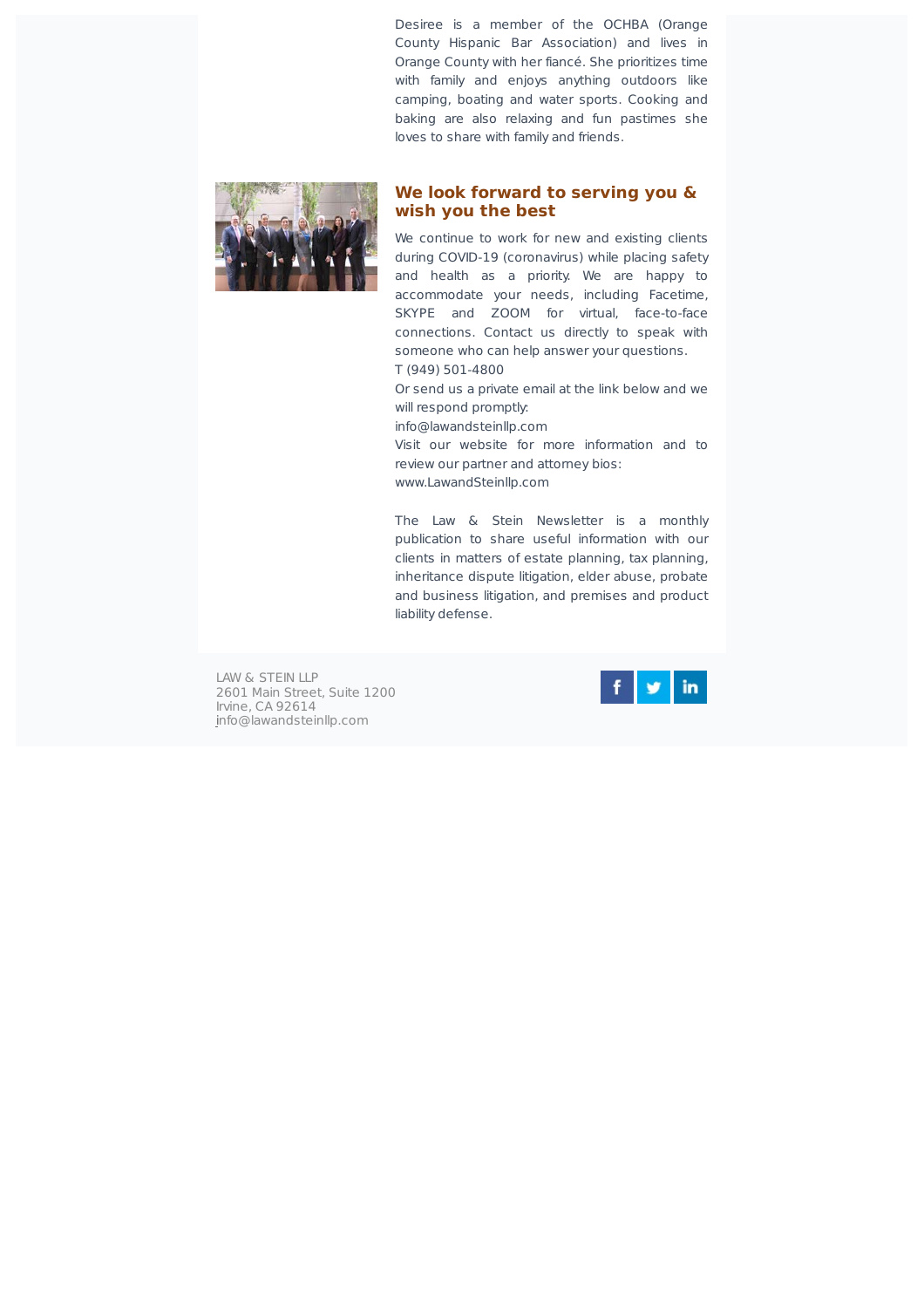Desiree is a member of the OCHBA (Orange County Hispanic Bar Association) and lives in Orange County with her fiancé. She prioritizes time with family and enjoys anything outdoors like camping, boating and water sports. Cooking and baking are also relaxing and fun pastimes she loves to share with family and friends.

## We look forward to serving you & wish you the best

We continue to work for new and existing clients during COVID-19 (coronavirus) while placing safety and health as a priority. We are happy to accommodate your needs, including Facetime, SKYPE and ZOOM for virtual, face-to-face connections. Contact us directly to speak with someone who can help answer your questions.
T (949) 501-4800
Or send us a private email at the link below and we will respond promptly:
info@lawandsteinllp.com
Visit our website for more information and to review our partner and attorney bios:
www.LawandSteinllp.com

The Law & Stein Newsletter is a monthly publication to share useful information with our clients in matters of estate planning, tax planning, inheritance dispute litigation, elder abuse, probate and business litigation, and premises and product liability defense.

LAW & STEIN LLP
2601 Main Street, Suite 1200
Irvine, CA 92614
info@lawandsteinllp.com